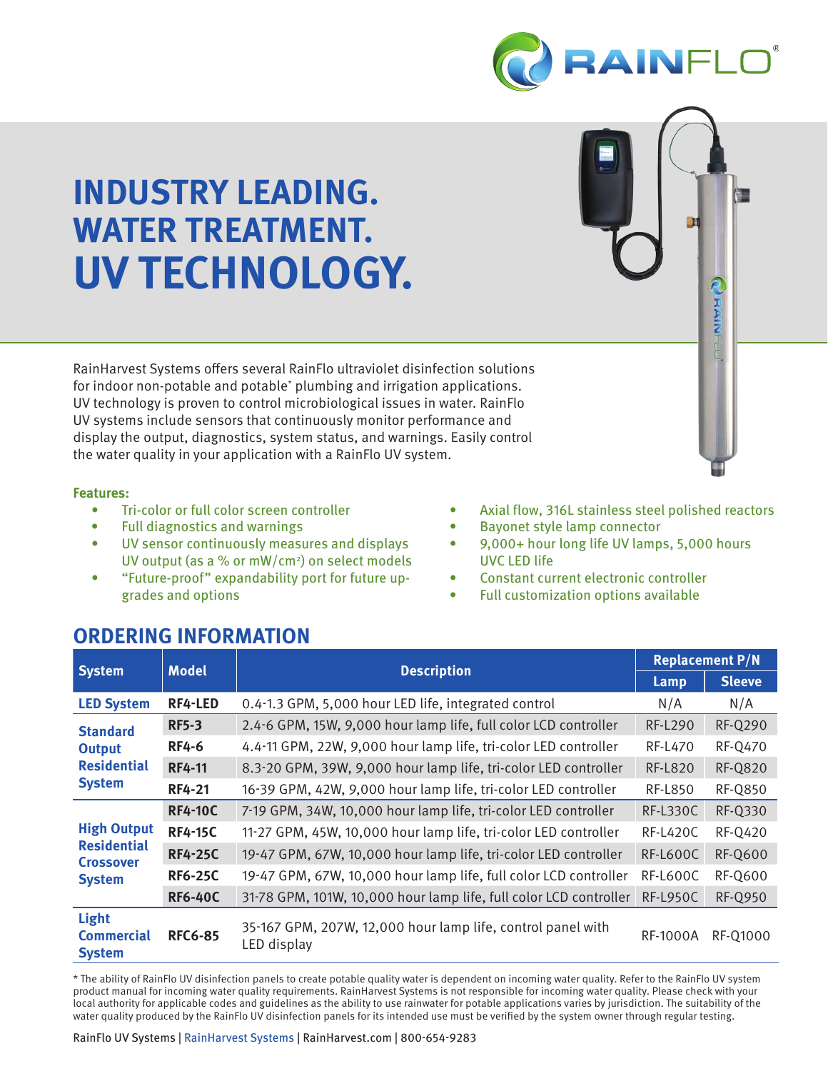# INDUSTRY LEADING. WATER TREATMENT. UV TECHNOLOGY.

RainHarvest Systems offers several RainFlo ultraviolet disinfection solutions for indoor non-potable and potable* plumbing and irrigation applications. UV technology is proven to control microbiological issues in water. RainFlo UV systems include sensors that continuously monitor performance and display the output, diagnostics, system status, and warnings. Easily control the water quality in your application with a RainFlo UV system.

**Features:**

- Tri-color or full color screen controller
- Full diagnostics and warnings
- UV sensor continuously measures and displays UV output (as a % or mW/cm²) on select models
- "Future-proof" expandability port for future upgrades and options
- Axial flow, 316L stainless steel polished reactors
- Bayonet style lamp connector
- 9,000+ hour long life UV lamps, 5,000 hours UVC LED life
- Constant current electronic controller
- Full customization options available

## ORDERING INFORMATION

| System | Model | Description | Replacement P/N | |
|---|---|---|---|---|
| | | | Lamp | Sleeve |
| LED System | RF4-LED | 0.4-1.3 GPM, 5,000 hour LED life, integrated control | N/A | N/A |
| Standard Output Residential System | RF5-3 | 2.4-6 GPM, 15W, 9,000 hour lamp life, full color LCD controller | RF-L290 | RF-Q290 |
| | RF4-6 | 4.4-11 GPM, 22W, 9,000 hour lamp life, tri-color LED controller | RF-L470 | RF-Q470 |
| | RF4-11 | 8.3-20 GPM, 39W, 9,000 hour lamp life, tri-color LED controller | RF-L820 | RF-Q820 |
| | RF4-21 | 16-39 GPM, 42W, 9,000 hour lamp life, tri-color LED controller | RF-L850 | RF-Q850 |
| High Output Residential Crossover System | RF4-10C | 7-19 GPM, 34W, 10,000 hour lamp life, tri-color LED controller | RF-L330C | RF-Q330 |
| | RF4-15C | 11-27 GPM, 45W, 10,000 hour lamp life, tri-color LED controller | RF-L420C | RF-Q420 |
| | RF4-25C | 19-47 GPM, 67W, 10,000 hour lamp life, tri-color LED controller | RF-L600C | RF-Q600 |
| | RF6-25C | 19-47 GPM, 67W, 10,000 hour lamp life, full color LCD controller | RF-L600C | RF-Q600 |
| | RF6-40C | 31-78 GPM, 101W, 10,000 hour lamp life, full color LCD controller | RF-L950C | RF-Q950 |
| Light Commercial System | RFC6-85 | 35-167 GPM, 207W, 12,000 hour lamp life, control panel with LED display | RF-1000A | RF-Q1000 |

* The ability of RainFlo UV disinfection panels to create potable quality water is dependent on incoming water quality. Refer to the RainFlo UV system product manual for incoming water quality requirements. RainHarvest Systems is not responsible for incoming water quality. Please check with your local authority for applicable codes and guidelines as the ability to use rainwater for potable applications varies by jurisdiction. The suitability of the water quality produced by the RainFlo UV disinfection panels for its intended use must be verified by the system owner through regular testing.

RainFlo UV Systems | RainHarvest Systems | RainHarvest.com | 800-654-9283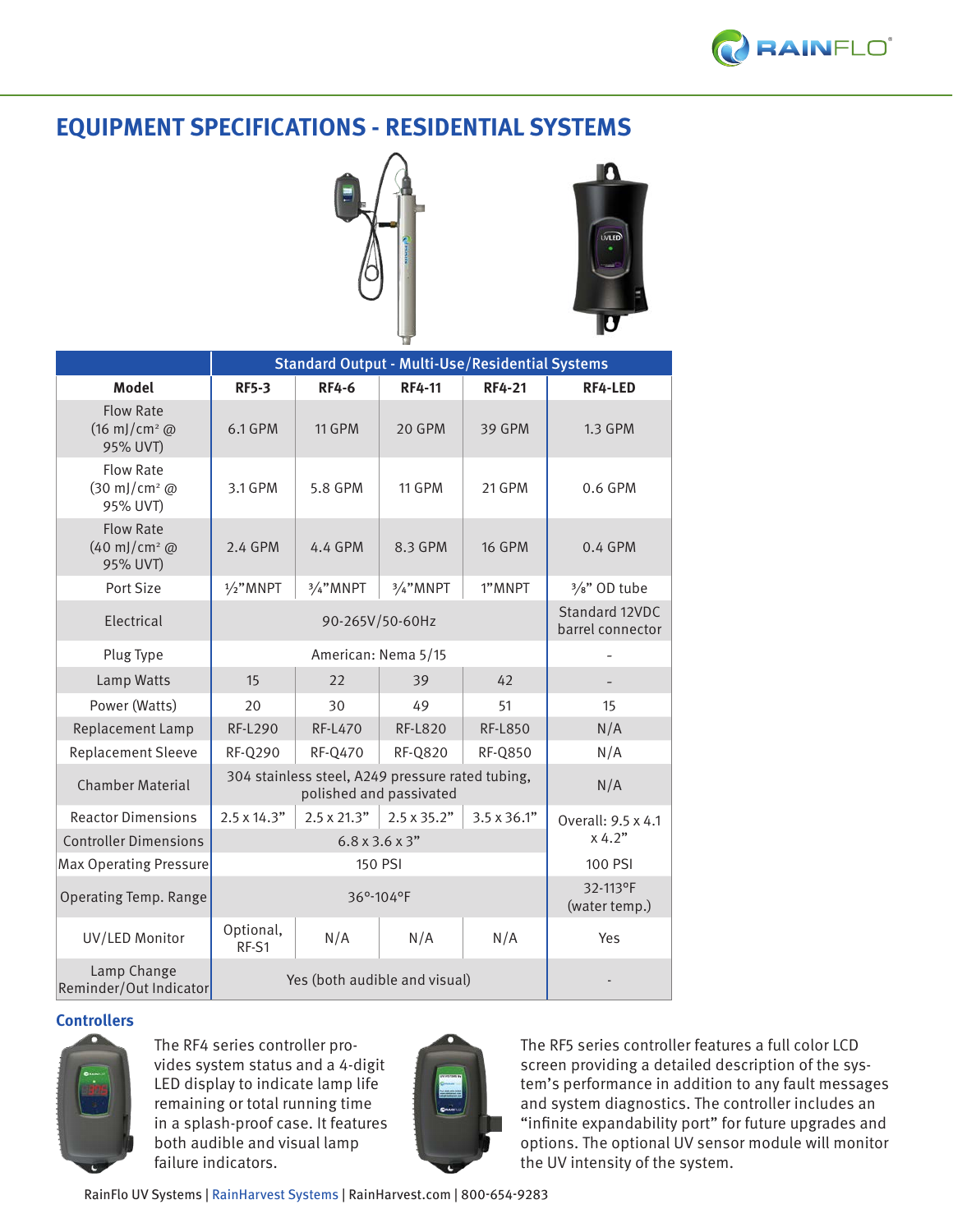## EQUIPMENT SPECIFICATIONS - RESIDENTIAL SYSTEMS

| | Standard Output - Multi-Use/Residential Systems | | | | |
|---|---|---|---|---|---|
| **Model** | **RF5-3** | **RF4-6** | **RF4-11** | **RF4-21** | **RF4-LED** |
| Flow Rate (16 mJ/cm² @ 95% UVT) | 6.1 GPM | 11 GPM | 20 GPM | 39 GPM | 1.3 GPM |
| Flow Rate (30 mJ/cm² @ 95% UVT) | 3.1 GPM | 5.8 GPM | 11 GPM | 21 GPM | 0.6 GPM |
| Flow Rate (40 mJ/cm² @ 95% UVT) | 2.4 GPM | 4.4 GPM | 8.3 GPM | 16 GPM | 0.4 GPM |
| Port Size | ½"MNPT | ¾"MNPT | ¾"MNPT | 1"MNPT | ⅜" OD tube |
| Electrical | 90-265V/50-60Hz | | | | Standard 12VDC barrel connector |
| Plug Type | American: Nema 5/15 | | | | - |
| Lamp Watts | 15 | 22 | 39 | 42 | - |
| Power (Watts) | 20 | 30 | 49 | 51 | 15 |
| Replacement Lamp | RF-L290 | RF-L470 | RF-L820 | RF-L850 | N/A |
| Replacement Sleeve | RF-Q290 | RF-Q470 | RF-Q820 | RF-Q850 | N/A |
| Chamber Material | 304 stainless steel, A249 pressure rated tubing, polished and passivated | | | | N/A |
| Reactor Dimensions | 2.5 x 14.3" | 2.5 x 21.3" | 2.5 x 35.2" | 3.5 x 36.1" | Overall: 9.5 x 4.1 x 4.2" |
| Controller Dimensions | 6.8 x 3.6 x 3" | | | | |
| Max Operating Pressure | 150 PSI | | | | 100 PSI |
| Operating Temp. Range | 36°-104°F | | | | 32-113°F (water temp.) |
| UV/LED Monitor | Optional, RF-S1 | N/A | N/A | N/A | Yes |
| Lamp Change Reminder/Out Indicator | Yes (both audible and visual) | | | | - |

### Controllers

The RF4 series controller provides system status and a 4-digit LED display to indicate lamp life remaining or total running time in a splash-proof case. It features both audible and visual lamp failure indicators.

The RF5 series controller features a full color LCD screen providing a detailed description of the system's performance in addition to any fault messages and system diagnostics. The controller includes an "infinite expandability port" for future upgrades and options. The optional UV sensor module will monitor the UV intensity of the system.

RainFlo UV Systems | RainHarvest Systems | RainHarvest.com | 800-654-9283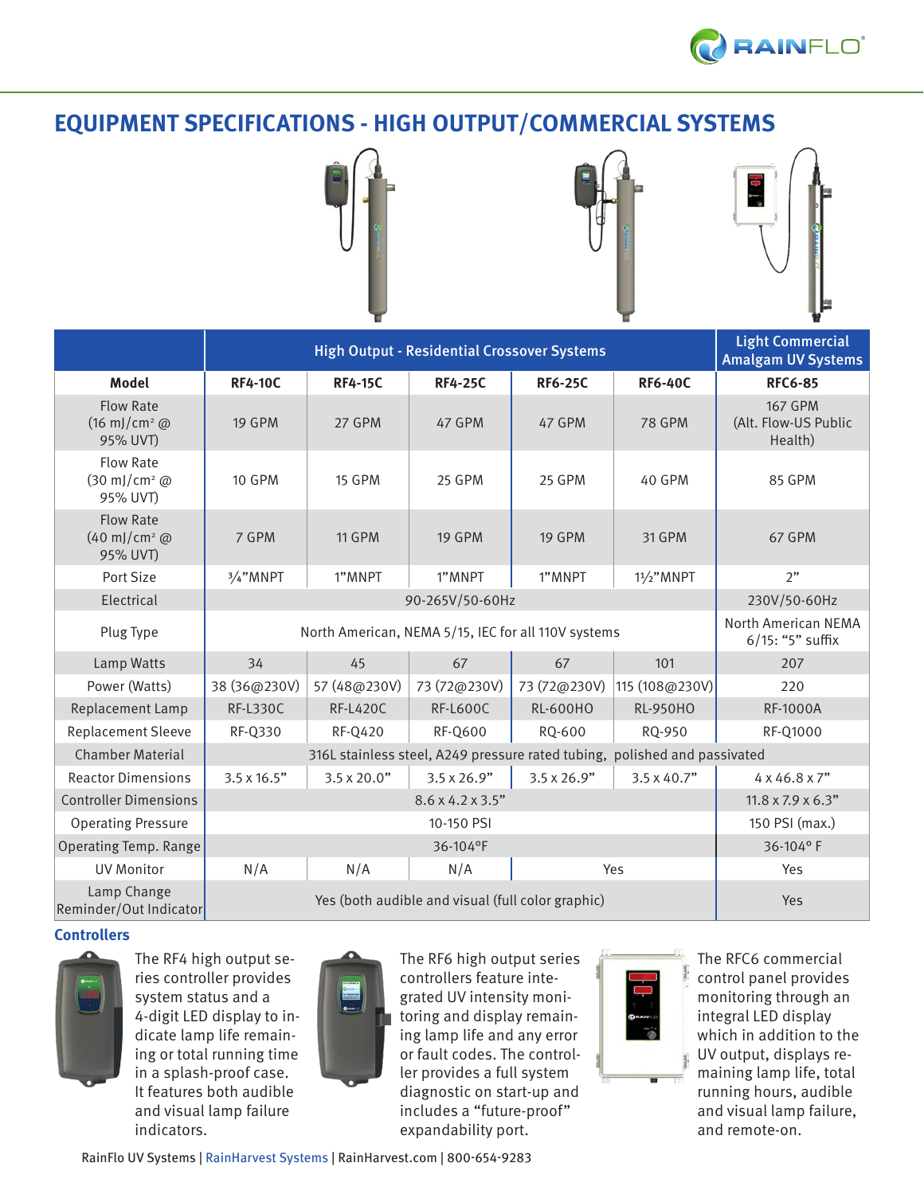# EQUIPMENT SPECIFICATIONS - HIGH OUTPUT/COMMERCIAL SYSTEMS

| | High Output - Residential Crossover Systems | | | | | Light Commercial Amalgam UV Systems |
|---|---|---|---|---|---|---|
| **Model** | **RF4-10C** | **RF4-15C** | **RF4-25C** | **RF6-25C** | **RF6-40C** | **RFC6-85** |
| Flow Rate (16 mJ/cm² @ 95% UVT) | 19 GPM | 27 GPM | 47 GPM | 47 GPM | 78 GPM | 167 GPM (Alt. Flow-US Public Health) |
| Flow Rate (30 mJ/cm² @ 95% UVT) | 10 GPM | 15 GPM | 25 GPM | 25 GPM | 40 GPM | 85 GPM |
| Flow Rate (40 mJ/cm² @ 95% UVT) | 7 GPM | 11 GPM | 19 GPM | 19 GPM | 31 GPM | 67 GPM |
| Port Size | ¾"MNPT | 1"MNPT | 1"MNPT | 1"MNPT | 1½"MNPT | 2" |
| Electrical | 90-265V/50-60Hz | | | | | 230V/50-60Hz |
| Plug Type | North American, NEMA 5/15, IEC for all 110V systems | | | | | North American NEMA 6/15: "5" suffix |
| Lamp Watts | 34 | 45 | 67 | 67 | 101 | 207 |
| Power (Watts) | 38 (36@230V) | 57 (48@230V) | 73 (72@230V) | 73 (72@230V) | 115 (108@230V) | 220 |
| Replacement Lamp | RF-L330C | RF-L420C | RF-L600C | RL-600HO | RL-950HO | RF-1000A |
| Replacement Sleeve | RF-Q330 | RF-Q420 | RF-Q600 | RQ-600 | RQ-950 | RF-Q1000 |
| Chamber Material | 316L stainless steel, A249 pressure rated tubing, polished and passivated | | | | | |
| Reactor Dimensions | 3.5 x 16.5" | 3.5 x 20.0" | 3.5 x 26.9" | 3.5 x 26.9" | 3.5 x 40.7" | 4 x 46.8 x 7" |
| Controller Dimensions | 8.6 x 4.2 x 3.5" | | | | | 11.8 x 7.9 x 6.3" |
| Operating Pressure | 10-150 PSI | | | | | 150 PSI (max.) |
| Operating Temp. Range | 36-104°F | | | | | 36-104° F |
| UV Monitor | N/A | N/A | N/A | Yes | | Yes |
| Lamp Change Reminder/Out Indicator | Yes (both audible and visual (full color graphic) | | | | | Yes |

## Controllers

The RF4 high output series controller provides system status and a 4-digit LED display to indicate lamp life remaining or total running time in a splash-proof case. It features both audible and visual lamp failure indicators.

The RF6 high output series controllers feature integrated UV intensity monitoring and display remaining lamp life and any error or fault codes. The controller provides a full system diagnostic on start-up and includes a "future-proof" expandability port.

The RFC6 commercial control panel provides monitoring through an integral LED display which in addition to the UV output, displays remaining lamp life, total running hours, audible and visual lamp failure, and remote-on.

RainFlo UV Systems | RainHarvest Systems | RainHarvest.com | 800-654-9283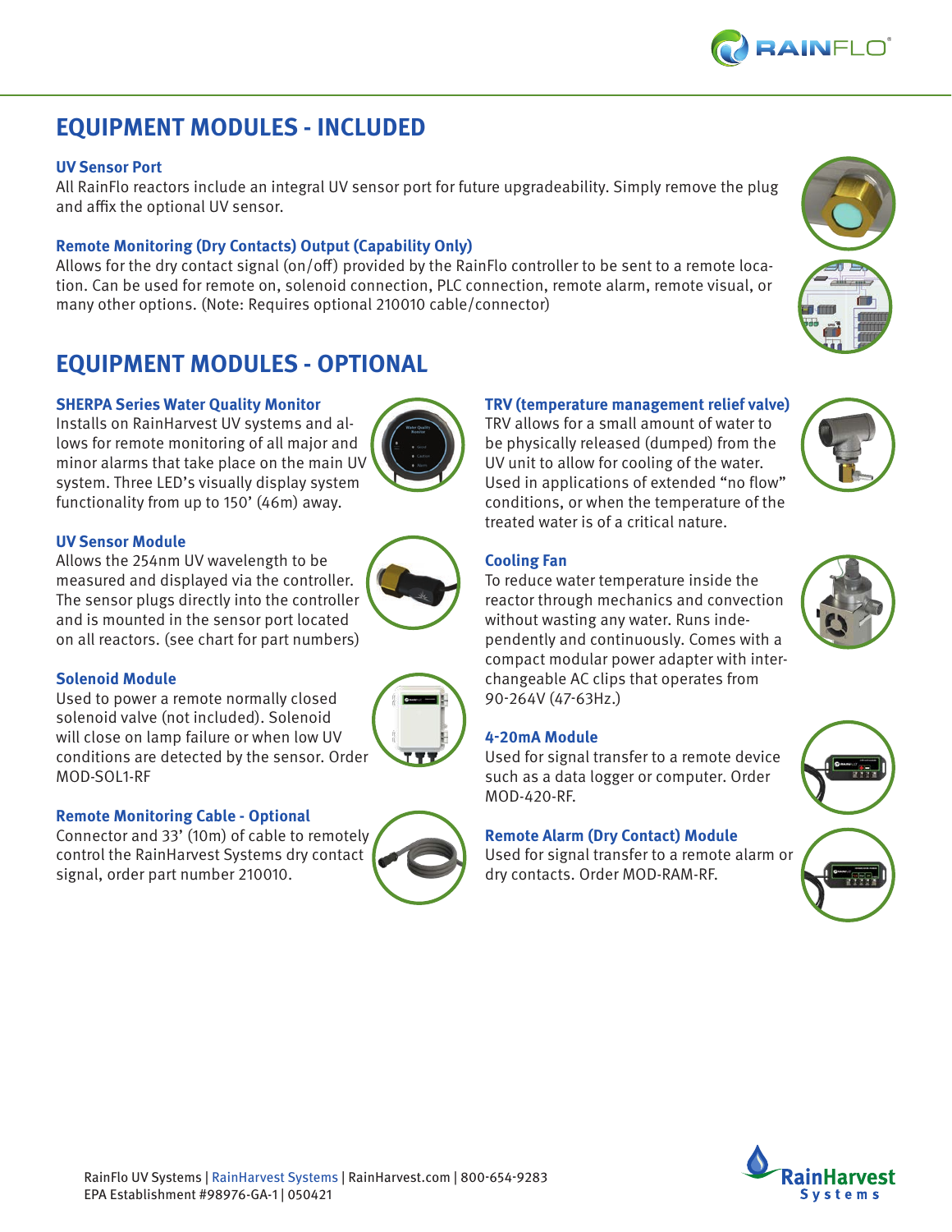## EQUIPMENT MODULES - INCLUDED

### UV Sensor Port

All RainFlo reactors include an integral UV sensor port for future upgradeability. Simply remove the plug and affix the optional UV sensor.

### Remote Monitoring (Dry Contacts) Output (Capability Only)

Allows for the dry contact signal (on/off) provided by the RainFlo controller to be sent to a remote location. Can be used for remote on, solenoid connection, PLC connection, remote alarm, remote visual, or many other options. (Note: Requires optional 210010 cable/connector)

## EQUIPMENT MODULES - OPTIONAL

### SHERPA Series Water Quality Monitor

Installs on RainHarvest UV systems and allows for remote monitoring of all major and minor alarms that take place on the main UV system. Three LED's visually display system functionality from up to 150' (46m) away.

### UV Sensor Module

Allows the 254nm UV wavelength to be measured and displayed via the controller. The sensor plugs directly into the controller and is mounted in the sensor port located on all reactors. (see chart for part numbers)

### Solenoid Module

Used to power a remote normally closed solenoid valve (not included). Solenoid will close on lamp failure or when low UV conditions are detected by the sensor. Order MOD-SOL1-RF

### Remote Monitoring Cable - Optional

Connector and 33' (10m) of cable to remotely control the RainHarvest Systems dry contact signal, order part number 210010.

### TRV (temperature management relief valve)

TRV allows for a small amount of water to be physically released (dumped) from the UV unit to allow for cooling of the water. Used in applications of extended "no flow" conditions, or when the temperature of the treated water is of a critical nature.

### Cooling Fan

To reduce water temperature inside the reactor through mechanics and convection without wasting any water. Runs independently and continuously. Comes with a compact modular power adapter with interchangeable AC clips that operates from 90-264V (47-63Hz.)

### 4-20mA Module

Used for signal transfer to a remote device such as a data logger or computer. Order MOD-420-RF.

### Remote Alarm (Dry Contact) Module

Used for signal transfer to a remote alarm or dry contacts. Order MOD-RAM-RF.

RainFlo UV Systems | RainHarvest Systems | RainHarvest.com | 800-654-9283
EPA Establishment #98976-GA-1 | 050421